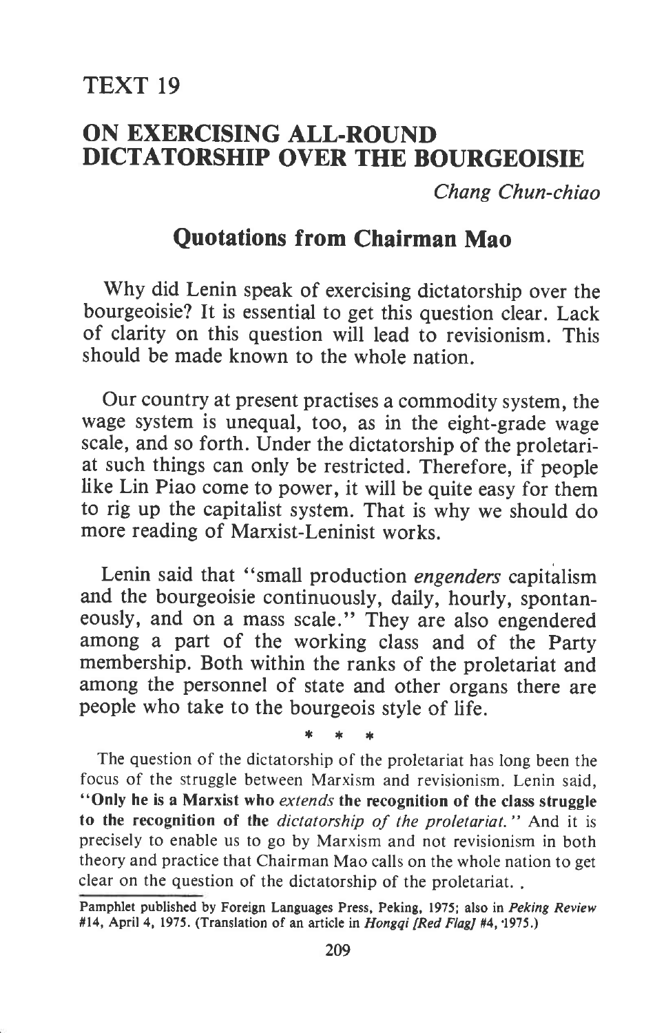TEXT 19

# ON EXERCISING ALL-ROUND DICTATORSHIP OVER THE BOURGEOISIE

*Chang Chun-chiao*

## Quotations from Chairman Mao

Why did Lenin speak of exercising dictatorship over the bourgeoisie? It is essential to get this question clear. Lack of clarity on this question will lead to revisionism. This should be made known to the whole nation.

Our country at present practises a commodity system, the wage system is unequal, too, as in the eight-grade wage scale, and so forth. Under the dictatorship of the proletariat such things can only be restricted. Therefore, if people like Lin Piao come to power, it will be quite easy for them to rig up the capitalist system. That is why we should do more reading of Marxist-Leninist works.

Lenin said that "small production *engenders* capitalism and the bourgeoisie continuously, daily, hourly, spontaneously, and on a mass scale." They are also engendered among a part of the working class and of the Party membership. Both within the ranks of the proletariat and among the personnel of state and other organs there are people who take to the bourgeois style of life.

\* \* \*

The question of the dictatorship of the proletariat has long been the focus of the struggle between Marxism and revisionism. Lenin said, **"Only he is a Marxist who *extends* the recognition of the class struggle to the recognition of the *dictatorship of the proletariat*."** And it is precisely to enable us to go by Marxism and not revisionism in both theory and practice that Chairman Mao calls on the whole nation to get clear on the question of the dictatorship of the proletariat. .

---

**Pamphlet published by Foreign Languages Press, Peking, 1975; also in *Peking Review* #14, April 4, 1975. (Translation of an article in *Hongqi [Red Flag]* #4, 1975.)**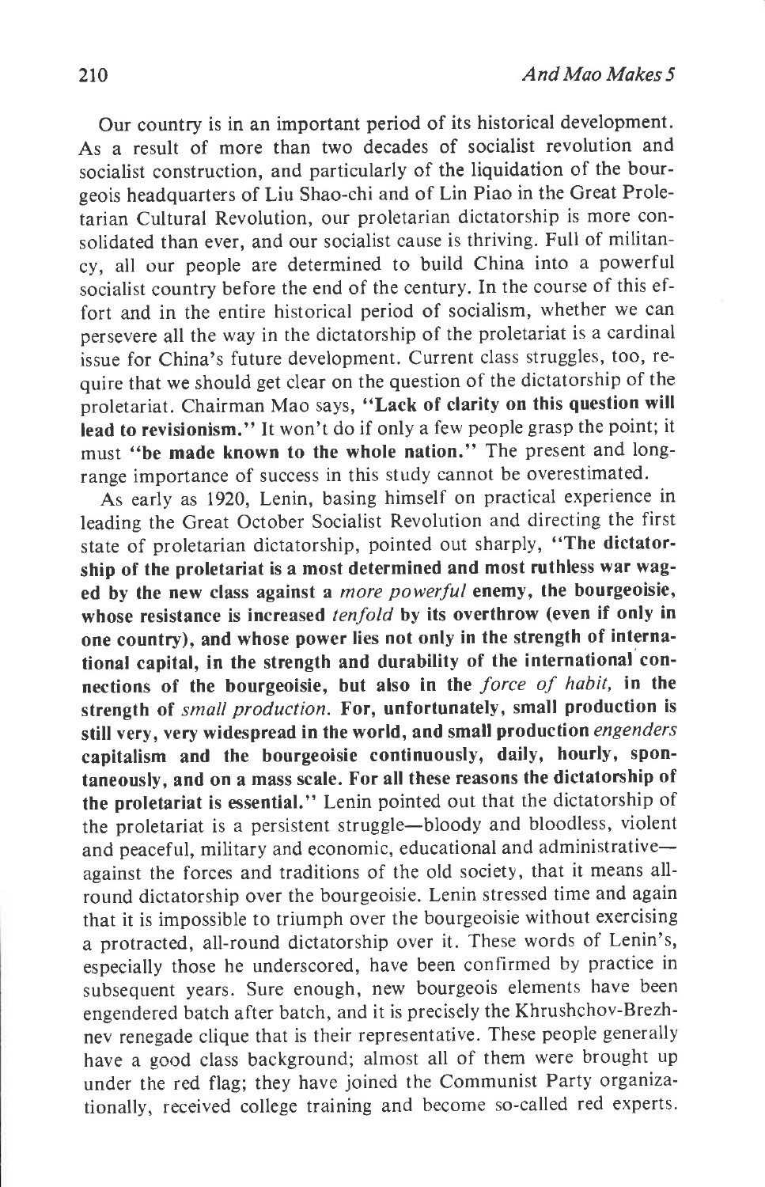Our country is in an important period of its historical development. As a result of more than two decades of socialist revolution and socialist construction, and particularly of the liquidation of the bourgeois headquarters of Liu Shao-chi and of Lin Piao in the Great Proletarian Cultural Revolution, our proletarian dictatorship is more consolidated than ever, and our socialist cause is thriving. Full of militancy, all our people are determined to build China into a powerful socialist country before the end of the century. In the course of this effort and in the entire historical period of socialism, whether we can persevere all the way in the dictatorship of the proletariat is a cardinal issue for China's future development. Current class struggles, too, require that we should get clear on the question of the dictatorship of the proletariat. Chairman Mao says, **"Lack of clarity on this question will lead to revisionism."** It won't do if only a few people grasp the point; it must **"be made known to the whole nation."** The present and long-range importance of success in this study cannot be overestimated.

As early as 1920, Lenin, basing himself on practical experience in leading the Great October Socialist Revolution and directing the first state of proletarian dictatorship, pointed out sharply, **"The dictatorship of the proletariat is a most determined and most ruthless war waged by the new class against a *more powerful* enemy, the bourgeoisie, whose resistance is increased *tenfold* by its overthrow (even if only in one country), and whose power lies not only in the strength of international capital, in the strength and durability of the international connections of the bourgeoisie, but also in the *force of habit,* in the strength of *small production.* For, unfortunately, small production is still very, very widespread in the world, and small production *engenders* capitalism and the bourgeoisie continuously, daily, hourly, spontaneously, and on a mass scale. For all these reasons the dictatorship of the proletariat is essential."** Lenin pointed out that the dictatorship of the proletariat is a persistent struggle—bloody and bloodless, violent and peaceful, military and economic, educational and administrative—against the forces and traditions of the old society, that it means all-round dictatorship over the bourgeoisie. Lenin stressed time and again that it is impossible to triumph over the bourgeoisie without exercising a protracted, all-round dictatorship over it. These words of Lenin's, especially those he underscored, have been confirmed by practice in subsequent years. Sure enough, new bourgeois elements have been engendered batch after batch, and it is precisely the Khrushchov-Brezhnev renegade clique that is their representative. These people generally have a good class background; almost all of them were brought up under the red flag; they have joined the Communist Party organizationally, received college training and become so-called red experts.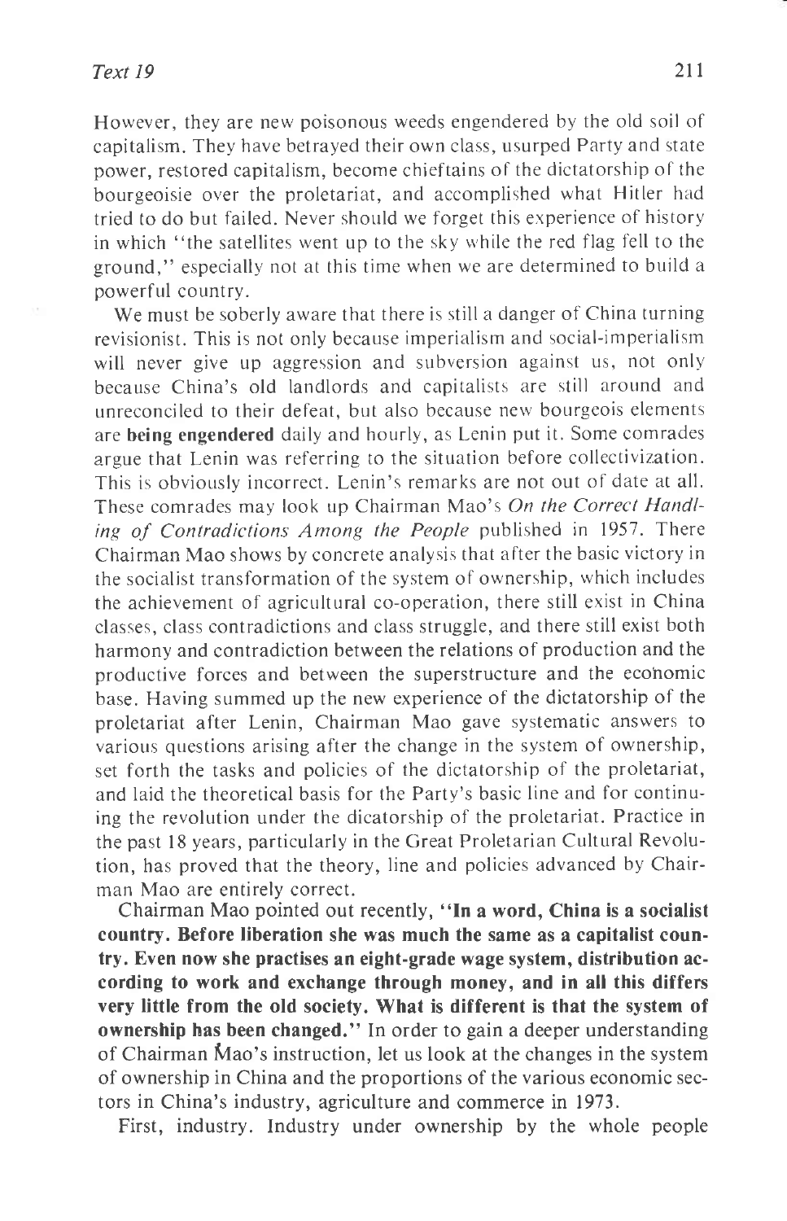However, they are new poisonous weeds engendered by the old soil of capitalism. They have betrayed their own class, usurped Party and state power, restored capitalism, become chieftains of the dictatorship of the bourgeoisie over the proletariat, and accomplished what Hitler had tried to do but failed. Never should we forget this experience of history in which "the satellites went up to the sky while the red flag fell to the ground," especially not at this time when we are determined to build a powerful country.

We must be soberly aware that there is still a danger of China turning revisionist. This is not only because imperialism and social-imperialism will never give up aggression and subversion against us, not only because China's old landlords and capitalists are still around and unreconciled to their defeat, but also because new bourgeois elements are **being engendered** daily and hourly, as Lenin put it. Some comrades argue that Lenin was referring to the situation before collectivization. This is obviously incorrect. Lenin's remarks are not out of date at all. These comrades may look up Chairman Mao's *On the Correct Handling of Contradictions Among the People* published in 1957. There Chairman Mao shows by concrete analysis that after the basic victory in the socialist transformation of the system of ownership, which includes the achievement of agricultural co-operation, there still exist in China classes, class contradictions and class struggle, and there still exist both harmony and contradiction between the relations of production and the productive forces and between the superstructure and the economic base. Having summed up the new experience of the dictatorship of the proletariat after Lenin, Chairman Mao gave systematic answers to various questions arising after the change in the system of ownership, set forth the tasks and policies of the dictatorship of the proletariat, and laid the theoretical basis for the Party's basic line and for continuing the revolution under the dicatorship of the proletariat. Practice in the past 18 years, particularly in the Great Proletarian Cultural Revolution, has proved that the theory, line and policies advanced by Chairman Mao are entirely correct.

Chairman Mao pointed out recently, **"In a word, China is a socialist country. Before liberation she was much the same as a capitalist country. Even now she practises an eight-grade wage system, distribution according to work and exchange through money, and in all this differs very little from the old society. What is different is that the system of ownership has been changed."** In order to gain a deeper understanding of Chairman Mao's instruction, let us look at the changes in the system of ownership in China and the proportions of the various economic sectors in China's industry, agriculture and commerce in 1973.

First, industry. Industry under ownership by the whole people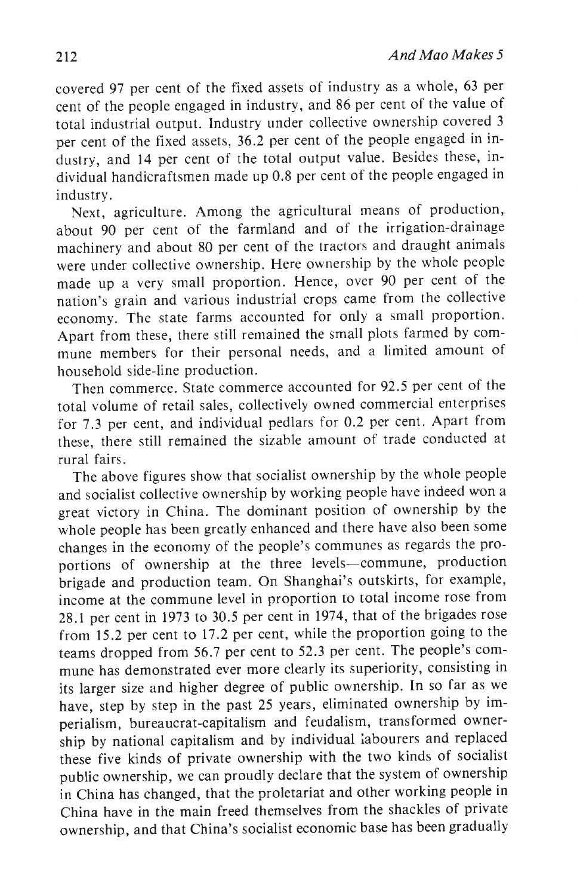covered 97 per cent of the fixed assets of industry as a whole, 63 per cent of the people engaged in industry, and 86 per cent of the value of total industrial output. Industry under collective ownership covered 3 per cent of the fixed assets, 36.2 per cent of the people engaged in industry, and 14 per cent of the total output value. Besides these, individual handicraftsmen made up 0.8 per cent of the people engaged in industry.

Next, agriculture. Among the agricultural means of production, about 90 per cent of the farmland and of the irrigation-drainage machinery and about 80 per cent of the tractors and draught animals were under collective ownership. Here ownership by the whole people made up a very small proportion. Hence, over 90 per cent of the nation's grain and various industrial crops came from the collective economy. The state farms accounted for only a small proportion. Apart from these, there still remained the small plots farmed by commune members for their personal needs, and a limited amount of household side-line production.

Then commerce. State commerce accounted for 92.5 per cent of the total volume of retail sales, collectively owned commercial enterprises for 7.3 per cent, and individual pedlars for 0.2 per cent. Apart from these, there still remained the sizable amount of trade conducted at rural fairs.

The above figures show that socialist ownership by the whole people and socialist collective ownership by working people have indeed won a great victory in China. The dominant position of ownership by the whole people has been greatly enhanced and there have also been some changes in the economy of the people's communes as regards the proportions of ownership at the three levels—commune, production brigade and production team. On Shanghai's outskirts, for example, income at the commune level in proportion to total income rose from 28.1 per cent in 1973 to 30.5 per cent in 1974, that of the brigades rose from 15.2 per cent to 17.2 per cent, while the proportion going to the teams dropped from 56.7 per cent to 52.3 per cent. The people's commune has demonstrated ever more clearly its superiority, consisting in its larger size and higher degree of public ownership. In so far as we have, step by step in the past 25 years, eliminated ownership by imperialism, bureaucrat-capitalism and feudalism, transformed ownership by national capitalism and by individual labourers and replaced these five kinds of private ownership with the two kinds of socialist public ownership, we can proudly declare that the system of ownership in China has changed, that the proletariat and other working people in China have in the main freed themselves from the shackles of private ownership, and that China's socialist economic base has been gradually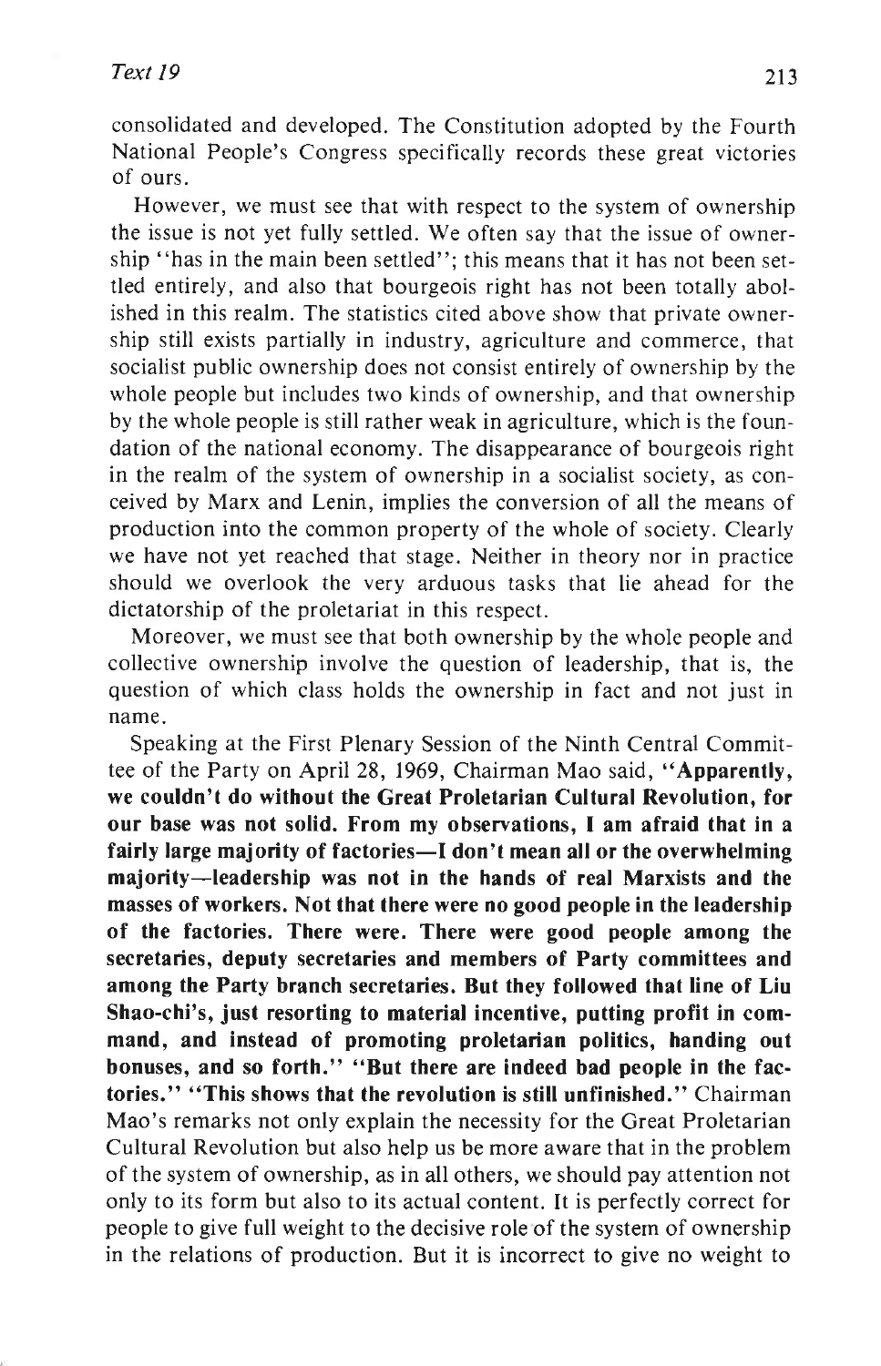consolidated and developed. The Constitution adopted by the Fourth National People's Congress specifically records these great victories of ours.

However, we must see that with respect to the system of ownership the issue is not yet fully settled. We often say that the issue of ownership "has in the main been settled"; this means that it has not been settled entirely, and also that bourgeois right has not been totally abolished in this realm. The statistics cited above show that private ownership still exists partially in industry, agriculture and commerce, that socialist public ownership does not consist entirely of ownership by the whole people but includes two kinds of ownership, and that ownership by the whole people is still rather weak in agriculture, which is the foundation of the national economy. The disappearance of bourgeois right in the realm of the system of ownership in a socialist society, as conceived by Marx and Lenin, implies the conversion of all the means of production into the common property of the whole of society. Clearly we have not yet reached that stage. Neither in theory nor in practice should we overlook the very arduous tasks that lie ahead for the dictatorship of the proletariat in this respect.

Moreover, we must see that both ownership by the whole people and collective ownership involve the question of leadership, that is, the question of which class holds the ownership in fact and not just in name.

Speaking at the First Plenary Session of the Ninth Central Committee of the Party on April 28, 1969, Chairman Mao said, "**Apparently, we couldn't do without the Great Proletarian Cultural Revolution, for our base was not solid. From my observations, I am afraid that in a fairly large majority of factories—I don't mean all or the overwhelming majority—leadership was not in the hands of real Marxists and the masses of workers. Not that there were no good people in the leadership of the factories. There were. There were good people among the secretaries, deputy secretaries and members of Party committees and among the Party branch secretaries. But they followed that line of Liu Shao-chi's, just resorting to material incentive, putting profit in command, and instead of promoting proletarian politics, handing out bonuses, and so forth.**" "**But there are indeed bad people in the factories.**" "**This shows that the revolution is still unfinished.**" Chairman Mao's remarks not only explain the necessity for the Great Proletarian Cultural Revolution but also help us be more aware that in the problem of the system of ownership, as in all others, we should pay attention not only to its form but also to its actual content. It is perfectly correct for people to give full weight to the decisive role of the system of ownership in the relations of production. But it is incorrect to give no weight to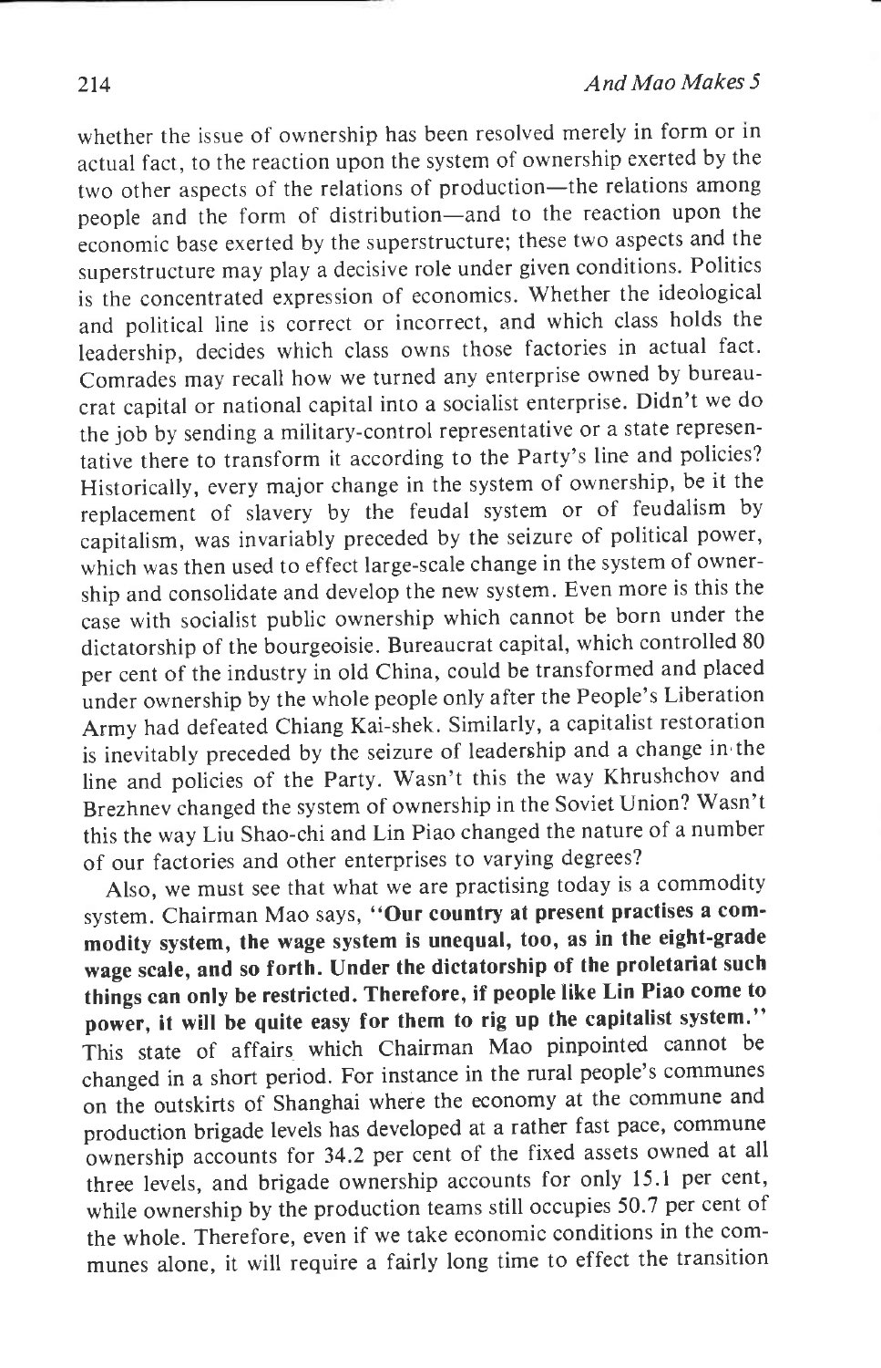whether the issue of ownership has been resolved merely in form or in actual fact, to the reaction upon the system of ownership exerted by the two other aspects of the relations of production—the relations among people and the form of distribution—and to the reaction upon the economic base exerted by the superstructure; these two aspects and the superstructure may play a decisive role under given conditions. Politics is the concentrated expression of economics. Whether the ideological and political line is correct or incorrect, and which class holds the leadership, decides which class owns those factories in actual fact. Comrades may recall how we turned any enterprise owned by bureaucrat capital or national capital into a socialist enterprise. Didn't we do the job by sending a military-control representative or a state representative there to transform it according to the Party's line and policies? Historically, every major change in the system of ownership, be it the replacement of slavery by the feudal system or of feudalism by capitalism, was invariably preceded by the seizure of political power, which was then used to effect large-scale change in the system of ownership and consolidate and develop the new system. Even more is this the case with socialist public ownership which cannot be born under the dictatorship of the bourgeoisie. Bureaucrat capital, which controlled 80 per cent of the industry in old China, could be transformed and placed under ownership by the whole people only after the People's Liberation Army had defeated Chiang Kai-shek. Similarly, a capitalist restoration is inevitably preceded by the seizure of leadership and a change in the line and policies of the Party. Wasn't this the way Khrushchov and Brezhnev changed the system of ownership in the Soviet Union? Wasn't this the way Liu Shao-chi and Lin Piao changed the nature of a number of our factories and other enterprises to varying degrees?

Also, we must see that what we are practising today is a commodity system. Chairman Mao says, "**Our country at present practises a commodity system, the wage system is unequal, too, as in the eight-grade wage scale, and so forth. Under the dictatorship of the proletariat such things can only be restricted. Therefore, if people like Lin Piao come to power, it will be quite easy for them to rig up the capitalist system.**" This state of affairs which Chairman Mao pinpointed cannot be changed in a short period. For instance in the rural people's communes on the outskirts of Shanghai where the economy at the commune and production brigade levels has developed at a rather fast pace, commune ownership accounts for 34.2 per cent of the fixed assets owned at all three levels, and brigade ownership accounts for only 15.1 per cent, while ownership by the production teams still occupies 50.7 per cent of the whole. Therefore, even if we take economic conditions in the communes alone, it will require a fairly long time to effect the transition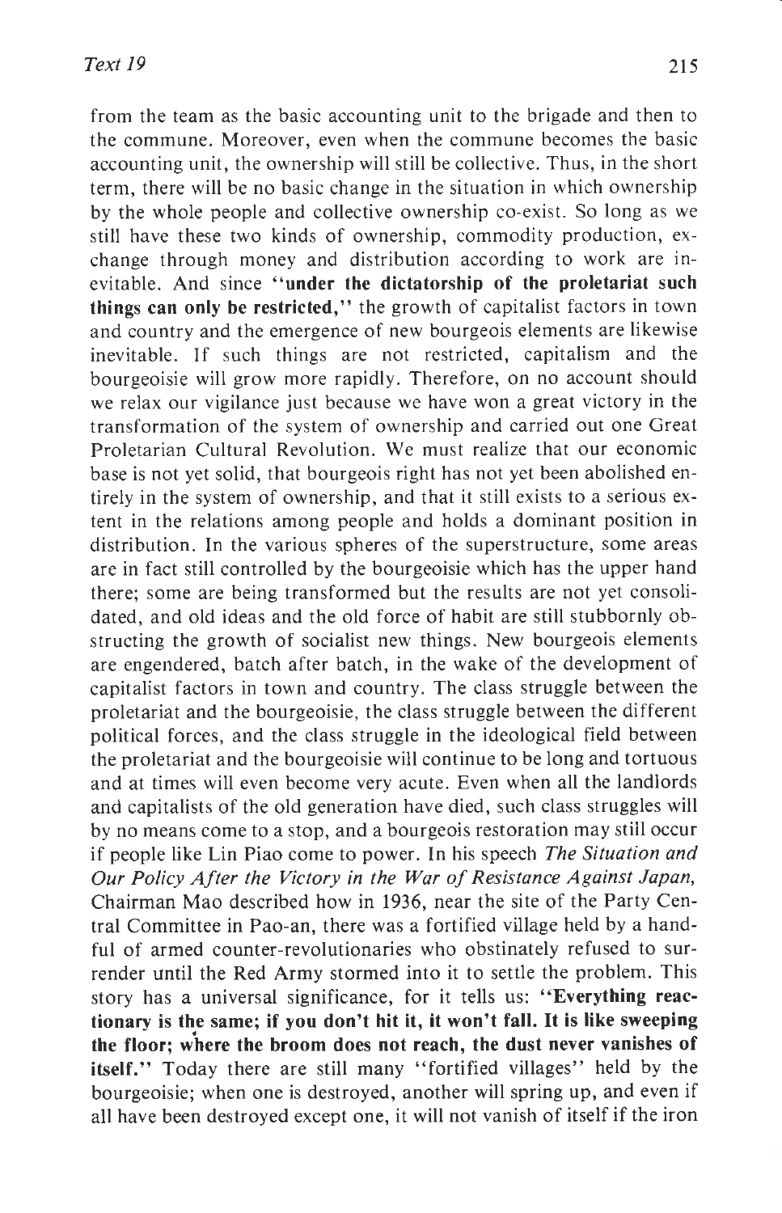from the team as the basic accounting unit to the brigade and then to the commune. Moreover, even when the commune becomes the basic accounting unit, the ownership will still be collective. Thus, in the short term, there will be no basic change in the situation in which ownership by the whole people and collective ownership co-exist. So long as we still have these two kinds of ownership, commodity production, exchange through money and distribution according to work are inevitable. And since "**under the dictatorship of the proletariat such things can only be restricted,**" the growth of capitalist factors in town and country and the emergence of new bourgeois elements are likewise inevitable. If such things are not restricted, capitalism and the bourgeoisie will grow more rapidly. Therefore, on no account should we relax our vigilance just because we have won a great victory in the transformation of the system of ownership and carried out one Great Proletarian Cultural Revolution. We must realize that our economic base is not yet solid, that bourgeois right has not yet been abolished entirely in the system of ownership, and that it still exists to a serious extent in the relations among people and holds a dominant position in distribution. In the various spheres of the superstructure, some areas are in fact still controlled by the bourgeoisie which has the upper hand there; some are being transformed but the results are not yet consolidated, and old ideas and the old force of habit are still stubbornly obstructing the growth of socialist new things. New bourgeois elements are engendered, batch after batch, in the wake of the development of capitalist factors in town and country. The class struggle between the proletariat and the bourgeoisie, the class struggle between the different political forces, and the class struggle in the ideological field between the proletariat and the bourgeoisie will continue to be long and tortuous and at times will even become very acute. Even when all the landlords and capitalists of the old generation have died, such class struggles will by no means come to a stop, and a bourgeois restoration may still occur if people like Lin Piao come to power. In his speech *The Situation and Our Policy After the Victory in the War of Resistance Against Japan,* Chairman Mao described how in 1936, near the site of the Party Central Committee in Pao-an, there was a fortified village held by a handful of armed counter-revolutionaries who obstinately refused to surrender until the Red Army stormed into it to settle the problem. This story has a universal significance, for it tells us: "**Everything reactionary is the same; if you don't hit it, it won't fall. It is like sweeping the floor; where the broom does not reach, the dust never vanishes of itself.**" Today there are still many "fortified villages" held by the bourgeoisie; when one is destroyed, another will spring up, and even if all have been destroyed except one, it will not vanish of itself if the iron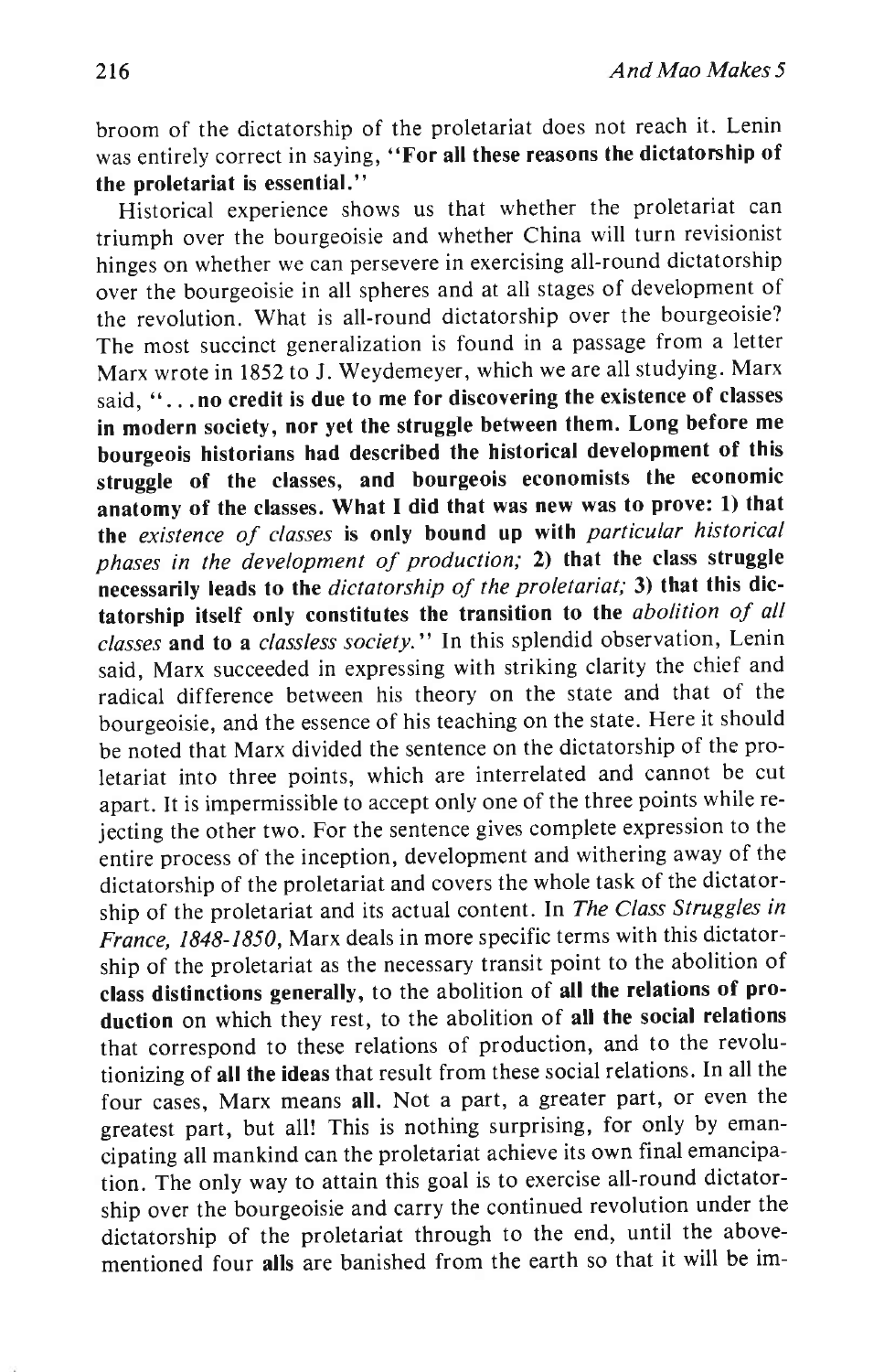broom of the dictatorship of the proletariat does not reach it. Lenin was entirely correct in saying, "**For all these reasons the dictatorship of the proletariat is essential.**"

Historical experience shows us that whether the proletariat can triumph over the bourgeoisie and whether China will turn revisionist hinges on whether we can persevere in exercising all-round dictatorship over the bourgeoisie in all spheres and at all stages of development of the revolution. What is all-round dictatorship over the bourgeoisie? The most succinct generalization is found in a passage from a letter Marx wrote in 1852 to J. Weydemeyer, which we are all studying. Marx said, "**. . . no credit is due to me for discovering the existence of classes in modern society, nor yet the struggle between them. Long before me bourgeois historians had described the historical development of this struggle of the classes, and bourgeois economists the economic anatomy of the classes. What I did that was new was to prove: 1) that the** *existence of classes* **is only bound up with** *particular historical phases in the development of production;* **2) that the class struggle necessarily leads to the** *dictatorship of the proletariat;* **3) that this dictatorship itself only constitutes the transition to the** *abolition of all classes* **and to a** *classless society.*" In this splendid observation, Lenin said, Marx succeeded in expressing with striking clarity the chief and radical difference between his theory on the state and that of the bourgeoisie, and the essence of his teaching on the state. Here it should be noted that Marx divided the sentence on the dictatorship of the proletariat into three points, which are interrelated and cannot be cut apart. It is impermissible to accept only one of the three points while rejecting the other two. For the sentence gives complete expression to the entire process of the inception, development and withering away of the dictatorship of the proletariat and covers the whole task of the dictatorship of the proletariat and its actual content. In *The Class Struggles in France, 1848-1850,* Marx deals in more specific terms with this dictatorship of the proletariat as the necessary transit point to the abolition of **class distinctions generally**, to the abolition of **all the relations of production** on which they rest, to the abolition of **all the social relations** that correspond to these relations of production, and to the revolutionizing of **all the ideas** that result from these social relations. In all the four cases, Marx means **all.** Not a part, a greater part, or even the greatest part, but all! This is nothing surprising, for only by emancipating all mankind can the proletariat achieve its own final emancipation. The only way to attain this goal is to exercise all-round dictatorship over the bourgeoisie and carry the continued revolution under the dictatorship of the proletariat through to the end, until the above-mentioned four **alls** are banished from the earth so that it will be im-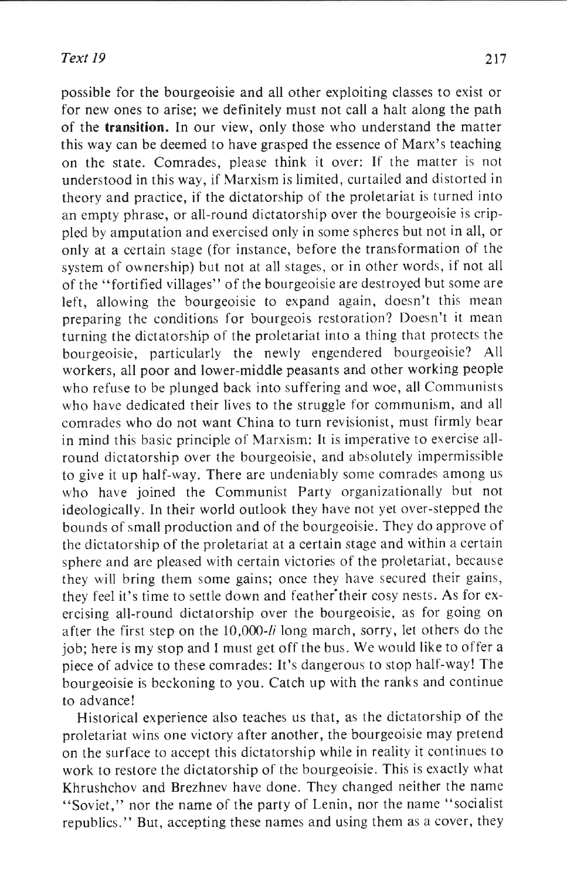possible for the bourgeoisie and all other exploiting classes to exist or for new ones to arise; we definitely must not call a halt along the path of the **transition.** In our view, only those who understand the matter this way can be deemed to have grasped the essence of Marx's teaching on the state. Comrades, please think it over: If the matter is not understood in this way, if Marxism is limited, curtailed and distorted in theory and practice, if the dictatorship of the proletariat is turned into an empty phrase, or all-round dictatorship over the bourgeoisie is crippled by amputation and exercised only in some spheres but not in all, or only at a certain stage (for instance, before the transformation of the system of ownership) but not at all stages, or in other words, if not all of the "fortified villages" of the bourgeoisie are destroyed but some are left, allowing the bourgeoisie to expand again, doesn't this mean preparing the conditions for bourgeois restoration? Doesn't it mean turning the dictatorship of the proletariat into a thing that protects the bourgeoisie, particularly the newly engendered bourgeoisie? All workers, all poor and lower-middle peasants and other working people who refuse to be plunged back into suffering and woe, all Communists who have dedicated their lives to the struggle for communism, and all comrades who do not want China to turn revisionist, must firmly bear in mind this basic principle of Marxism: It is imperative to exercise all-round dictatorship over the bourgeoisie, and absolutely impermissible to give it up half-way. There are undeniably some comrades among us who have joined the Communist Party organizationally but not ideologically. In their world outlook they have not yet over-stepped the bounds of small production and of the bourgeoisie. They do approve of the dictatorship of the proletariat at a certain stage and within a certain sphere and are pleased with certain victories of the proletariat, because they will bring them some gains; once they have secured their gains, they feel it's time to settle down and feather their cosy nests. As for exercising all-round dictatorship over the bourgeoisie, as for going on after the first step on the 10,000-*li* long march, sorry, let others do the job; here is my stop and I must get off the bus. We would like to offer a piece of advice to these comrades: It's dangerous to stop half-way! The bourgeoisie is beckoning to you. Catch up with the ranks and continue to advance!

Historical experience also teaches us that, as the dictatorship of the proletariat wins one victory after another, the bourgeoisie may pretend on the surface to accept this dictatorship while in reality it continues to work to restore the dictatorship of the bourgeoisie. This is exactly what Khrushchov and Brezhnev have done. They changed neither the name "Soviet," nor the name of the party of Lenin, nor the name "socialist republics." But, accepting these names and using them as a cover, they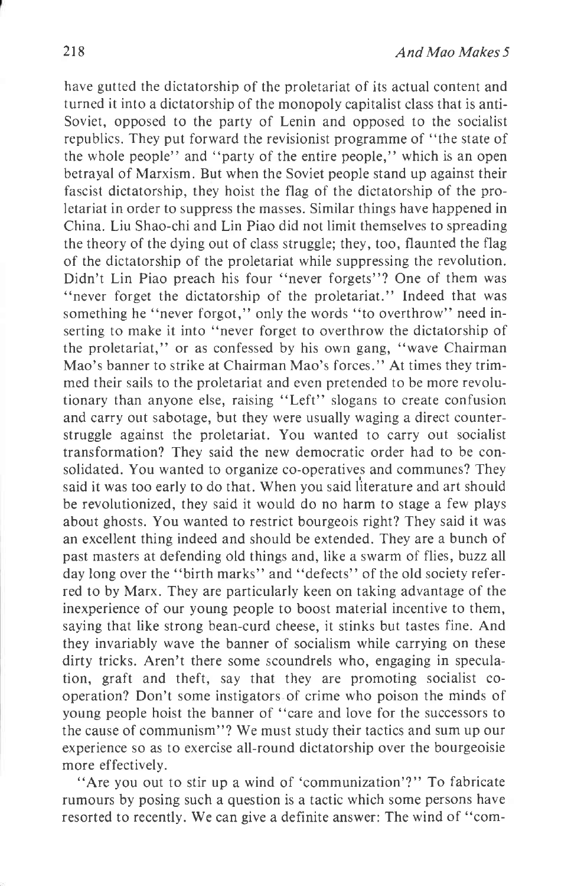have gutted the dictatorship of the proletariat of its actual content and turned it into a dictatorship of the monopoly capitalist class that is anti-Soviet, opposed to the party of Lenin and opposed to the socialist republics. They put forward the revisionist programme of "the state of the whole people" and "party of the entire people," which is an open betrayal of Marxism. But when the Soviet people stand up against their fascist dictatorship, they hoist the flag of the dictatorship of the proletariat in order to suppress the masses. Similar things have happened in China. Liu Shao-chi and Lin Piao did not limit themselves to spreading the theory of the dying out of class struggle; they, too, flaunted the flag of the dictatorship of the proletariat while suppressing the revolution. Didn't Lin Piao preach his four "never forgets"? One of them was "never forget the dictatorship of the proletariat." Indeed that was something he "never forgot," only the words "to overthrow" need inserting to make it into "never forget to overthrow the dictatorship of the proletariat," or as confessed by his own gang, "wave Chairman Mao's banner to strike at Chairman Mao's forces." At times they trimmed their sails to the proletariat and even pretended to be more revolutionary than anyone else, raising "Left" slogans to create confusion and carry out sabotage, but they were usually waging a direct counter-struggle against the proletariat. You wanted to carry out socialist transformation? They said the new democratic order had to be consolidated. You wanted to organize co-operatives and communes? They said it was too early to do that. When you said literature and art should be revolutionized, they said it would do no harm to stage a few plays about ghosts. You wanted to restrict bourgeois right? They said it was an excellent thing indeed and should be extended. They are a bunch of past masters at defending old things and, like a swarm of flies, buzz all day long over the "birth marks" and "defects" of the old society referred to by Marx. They are particularly keen on taking advantage of the inexperience of our young people to boost material incentive to them, saying that like strong bean-curd cheese, it stinks but tastes fine. And they invariably wave the banner of socialism while carrying on these dirty tricks. Aren't there some scoundrels who, engaging in speculation, graft and theft, say that they are promoting socialist co-operation? Don't some instigators of crime who poison the minds of young people hoist the banner of "care and love for the successors to the cause of communism"? We must study their tactics and sum up our experience so as to exercise all-round dictatorship over the bourgeoisie more effectively.

"Are you out to stir up a wind of 'communization'?" To fabricate rumours by posing such a question is a tactic which some persons have resorted to recently. We can give a definite answer: The wind of "com-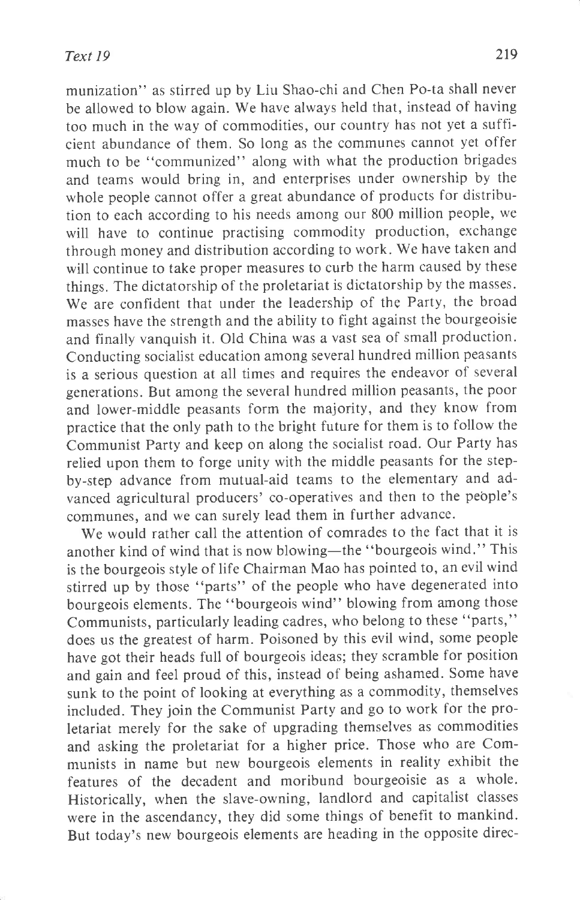munization" as stirred up by Liu Shao-chi and Chen Po-ta shall never be allowed to blow again. We have always held that, instead of having too much in the way of commodities, our country has not yet a sufficient abundance of them. So long as the communes cannot yet offer much to be "communized" along with what the production brigades and teams would bring in, and enterprises under ownership by the whole people cannot offer a great abundance of products for distribution to each according to his needs among our 800 million people, we will have to continue practising commodity production, exchange through money and distribution according to work. We have taken and will continue to take proper measures to curb the harm caused by these things. The dictatorship of the proletariat is dictatorship by the masses. We are confident that under the leadership of the Party, the broad masses have the strength and the ability to fight against the bourgeoisie and finally vanquish it. Old China was a vast sea of small production. Conducting socialist education among several hundred million peasants is a serious question at all times and requires the endeavor of several generations. But among the several hundred million peasants, the poor and lower-middle peasants form the majority, and they know from practice that the only path to the bright future for them is to follow the Communist Party and keep on along the socialist road. Our Party has relied upon them to forge unity with the middle peasants for the step-by-step advance from mutual-aid teams to the elementary and advanced agricultural producers' co-operatives and then to the people's communes, and we can surely lead them in further advance.

We would rather call the attention of comrades to the fact that it is another kind of wind that is now blowing—the "bourgeois wind." This is the bourgeois style of life Chairman Mao has pointed to, an evil wind stirred up by those "parts" of the people who have degenerated into bourgeois elements. The "bourgeois wind" blowing from among those Communists, particularly leading cadres, who belong to these "parts," does us the greatest of harm. Poisoned by this evil wind, some people have got their heads full of bourgeois ideas; they scramble for position and gain and feel proud of this, instead of being ashamed. Some have sunk to the point of looking at everything as a commodity, themselves included. They join the Communist Party and go to work for the proletariat merely for the sake of upgrading themselves as commodities and asking the proletariat for a higher price. Those who are Communists in name but new bourgeois elements in reality exhibit the features of the decadent and moribund bourgeoisie as a whole. Historically, when the slave-owning, landlord and capitalist classes were in the ascendancy, they did some things of benefit to mankind. But today's new bourgeois elements are heading in the opposite direc-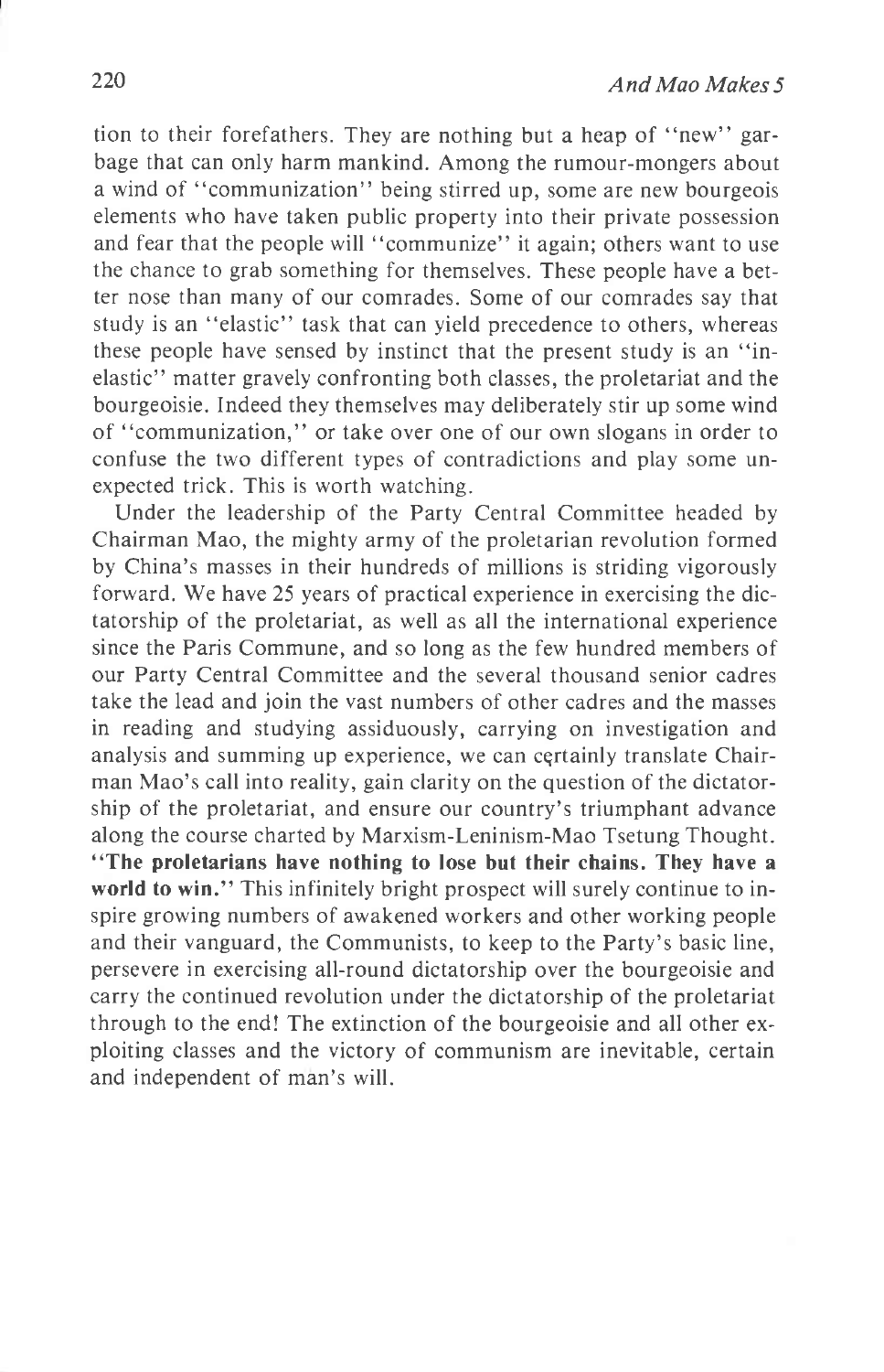tion to their forefathers. They are nothing but a heap of "new" garbage that can only harm mankind. Among the rumour-mongers about a wind of "communization" being stirred up, some are new bourgeois elements who have taken public property into their private possession and fear that the people will "communize" it again; others want to use the chance to grab something for themselves. These people have a better nose than many of our comrades. Some of our comrades say that study is an "elastic" task that can yield precedence to others, whereas these people have sensed by instinct that the present study is an "inelastic" matter gravely confronting both classes, the proletariat and the bourgeoisie. Indeed they themselves may deliberately stir up some wind of "communization," or take over one of our own slogans in order to confuse the two different types of contradictions and play some unexpected trick. This is worth watching.

Under the leadership of the Party Central Committee headed by Chairman Mao, the mighty army of the proletarian revolution formed by China's masses in their hundreds of millions is striding vigorously forward. We have 25 years of practical experience in exercising the dictatorship of the proletariat, as well as all the international experience since the Paris Commune, and so long as the few hundred members of our Party Central Committee and the several thousand senior cadres take the lead and join the vast numbers of other cadres and the masses in reading and studying assiduously, carrying on investigation and analysis and summing up experience, we can certainly translate Chairman Mao's call into reality, gain clarity on the question of the dictatorship of the proletariat, and ensure our country's triumphant advance along the course charted by Marxism-Leninism-Mao Tsetung Thought. **"The proletarians have nothing to lose but their chains. They have a world to win."** This infinitely bright prospect will surely continue to inspire growing numbers of awakened workers and other working people and their vanguard, the Communists, to keep to the Party's basic line, persevere in exercising all-round dictatorship over the bourgeoisie and carry the continued revolution under the dictatorship of the proletariat through to the end! The extinction of the bourgeoisie and all other exploiting classes and the victory of communism are inevitable, certain and independent of man's will.